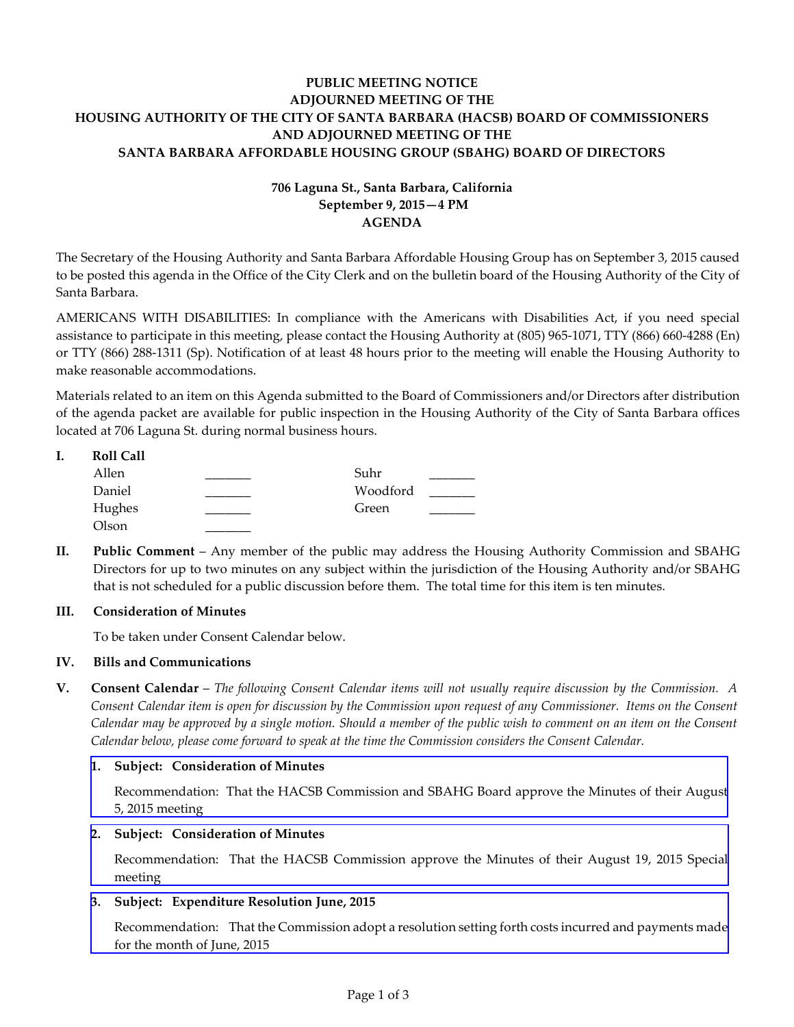**PUBLIC MEETING NOTICE**
**ADJOURNED MEETING OF THE**
**HOUSING AUTHORITY OF THE CITY OF SANTA BARBARA (HACSB) BOARD OF COMMISSIONERS**
**AND ADJOURNED MEETING OF THE**
**SANTA BARBARA AFFORDABLE HOUSING GROUP (SBAHG) BOARD OF DIRECTORS**

**706 Laguna St., Santa Barbara, California**
**September 9, 2015—4 PM**
**AGENDA**

The Secretary of the Housing Authority and Santa Barbara Affordable Housing Group has on September 3, 2015 caused to be posted this agenda in the Office of the City Clerk and on the bulletin board of the Housing Authority of the City of Santa Barbara.

AMERICANS WITH DISABILITIES: In compliance with the Americans with Disabilities Act, if you need special assistance to participate in this meeting, please contact the Housing Authority at (805) 965-1071, TTY (866) 660-4288 (En) or TTY (866) 288-1311 (Sp). Notification of at least 48 hours prior to the meeting will enable the Housing Authority to make reasonable accommodations.

Materials related to an item on this Agenda submitted to the Board of Commissioners and/or Directors after distribution of the agenda packet are available for public inspection in the Housing Authority of the City of Santa Barbara offices located at 706 Laguna St. during normal business hours.

**I. Roll Call**

| | | | |
|---|---|---|---|
| Allen | _______ | Suhr | _______ |
| Daniel | _______ | Woodford | _______ |
| Hughes | _______ | Green | _______ |
| Olson | _______ | | |

**II. Public Comment** – Any member of the public may address the Housing Authority Commission and SBAHG Directors for up to two minutes on any subject within the jurisdiction of the Housing Authority and/or SBAHG that is not scheduled for a public discussion before them. The total time for this item is ten minutes.

**III. Consideration of Minutes**

To be taken under Consent Calendar below.

**IV. Bills and Communications**

**V. Consent Calendar** – *The following Consent Calendar items will not usually require discussion by the Commission. A Consent Calendar item is open for discussion by the Commission upon request of any Commissioner. Items on the Consent Calendar may be approved by a single motion. Should a member of the public wish to comment on an item on the Consent Calendar below, please come forward to speak at the time the Commission considers the Consent Calendar.*

1. **Subject: Consideration of Minutes**

   Recommendation: That the HACSB Commission and SBAHG Board approve the Minutes of their August 5, 2015 meeting

2. **Subject: Consideration of Minutes**

   Recommendation: That the HACSB Commission approve the Minutes of their August 19, 2015 Special meeting

3. **Subject: Expenditure Resolution June, 2015**

   Recommendation: That the Commission adopt a resolution setting forth costs incurred and payments made for the month of June, 2015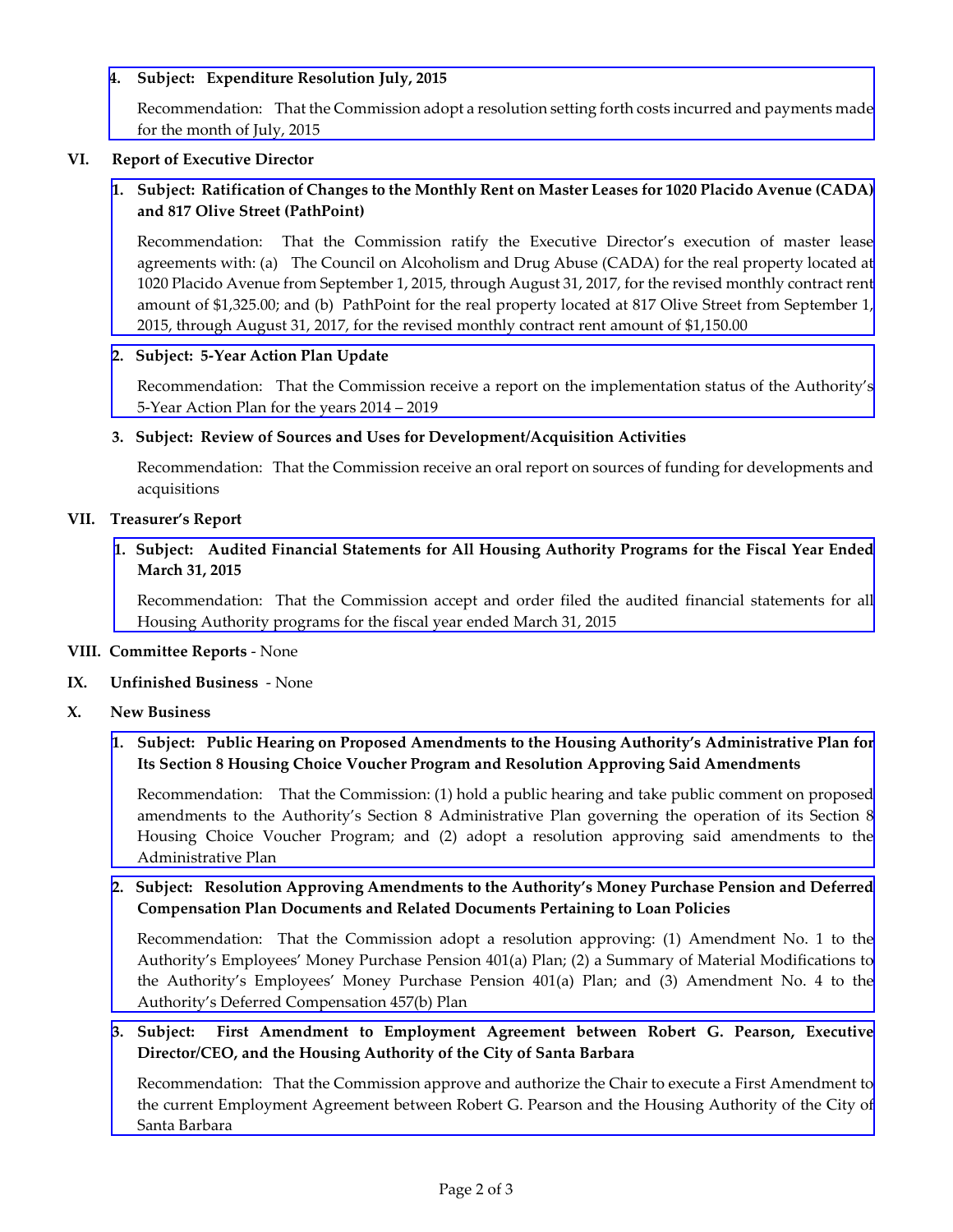4. **Subject: Expenditure Resolution July, 2015**

   Recommendation: That the Commission adopt a resolution setting forth costs incurred and payments made for the month of July, 2015

## VI. Report of Executive Director

1. **Subject: Ratification of Changes to the Monthly Rent on Master Leases for 1020 Placido Avenue (CADA) and 817 Olive Street (PathPoint)**

   Recommendation: That the Commission ratify the Executive Director's execution of master lease agreements with: (a) The Council on Alcoholism and Drug Abuse (CADA) for the real property located at 1020 Placido Avenue from September 1, 2015, through August 31, 2017, for the revised monthly contract rent amount of $1,325.00; and (b) PathPoint for the real property located at 817 Olive Street from September 1, 2015, through August 31, 2017, for the revised monthly contract rent amount of $1,150.00

2. **Subject: 5-Year Action Plan Update**

   Recommendation: That the Commission receive a report on the implementation status of the Authority's 5-Year Action Plan for the years 2014 – 2019

3. **Subject: Review of Sources and Uses for Development/Acquisition Activities**

   Recommendation: That the Commission receive an oral report on sources of funding for developments and acquisitions

## VII. Treasurer's Report

1. **Subject: Audited Financial Statements for All Housing Authority Programs for the Fiscal Year Ended March 31, 2015**

   Recommendation: That the Commission accept and order filed the audited financial statements for all Housing Authority programs for the fiscal year ended March 31, 2015

## VIII. Committee Reports - None

## IX. Unfinished Business - None

## X. New Business

1. **Subject: Public Hearing on Proposed Amendments to the Housing Authority's Administrative Plan for Its Section 8 Housing Choice Voucher Program and Resolution Approving Said Amendments**

   Recommendation: That the Commission: (1) hold a public hearing and take public comment on proposed amendments to the Authority's Section 8 Administrative Plan governing the operation of its Section 8 Housing Choice Voucher Program; and (2) adopt a resolution approving said amendments to the Administrative Plan

2. **Subject: Resolution Approving Amendments to the Authority's Money Purchase Pension and Deferred Compensation Plan Documents and Related Documents Pertaining to Loan Policies**

   Recommendation: That the Commission adopt a resolution approving: (1) Amendment No. 1 to the Authority's Employees' Money Purchase Pension 401(a) Plan; (2) a Summary of Material Modifications to the Authority's Employees' Money Purchase Pension 401(a) Plan; and (3) Amendment No. 4 to the Authority's Deferred Compensation 457(b) Plan

3. **Subject: First Amendment to Employment Agreement between Robert G. Pearson, Executive Director/CEO, and the Housing Authority of the City of Santa Barbara**

   Recommendation: That the Commission approve and authorize the Chair to execute a First Amendment to the current Employment Agreement between Robert G. Pearson and the Housing Authority of the City of Santa Barbara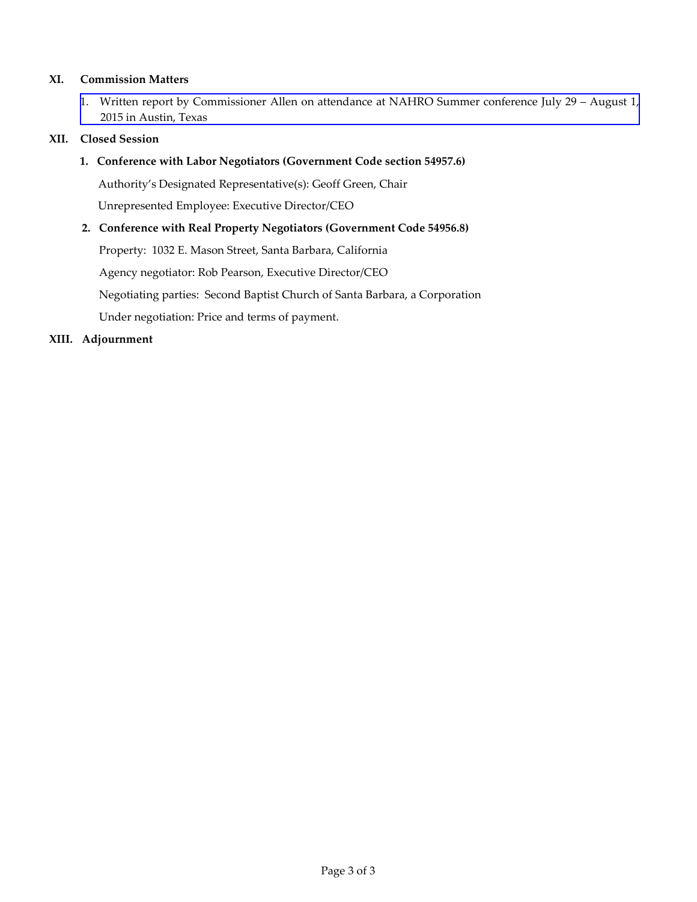## XI. Commission Matters

1. Written report by Commissioner Allen on attendance at NAHRO Summer conference July 29 – August 1, 2015 in Austin, Texas

## XII. Closed Session

**1. Conference with Labor Negotiators (Government Code section 54957.6)**

Authority's Designated Representative(s): Geoff Green, Chair

Unrepresented Employee: Executive Director/CEO

**2. Conference with Real Property Negotiators (Government Code 54956.8)**

Property: 1032 E. Mason Street, Santa Barbara, California

Agency negotiator: Rob Pearson, Executive Director/CEO

Negotiating parties: Second Baptist Church of Santa Barbara, a Corporation

Under negotiation: Price and terms of payment.

## XIII. Adjournment